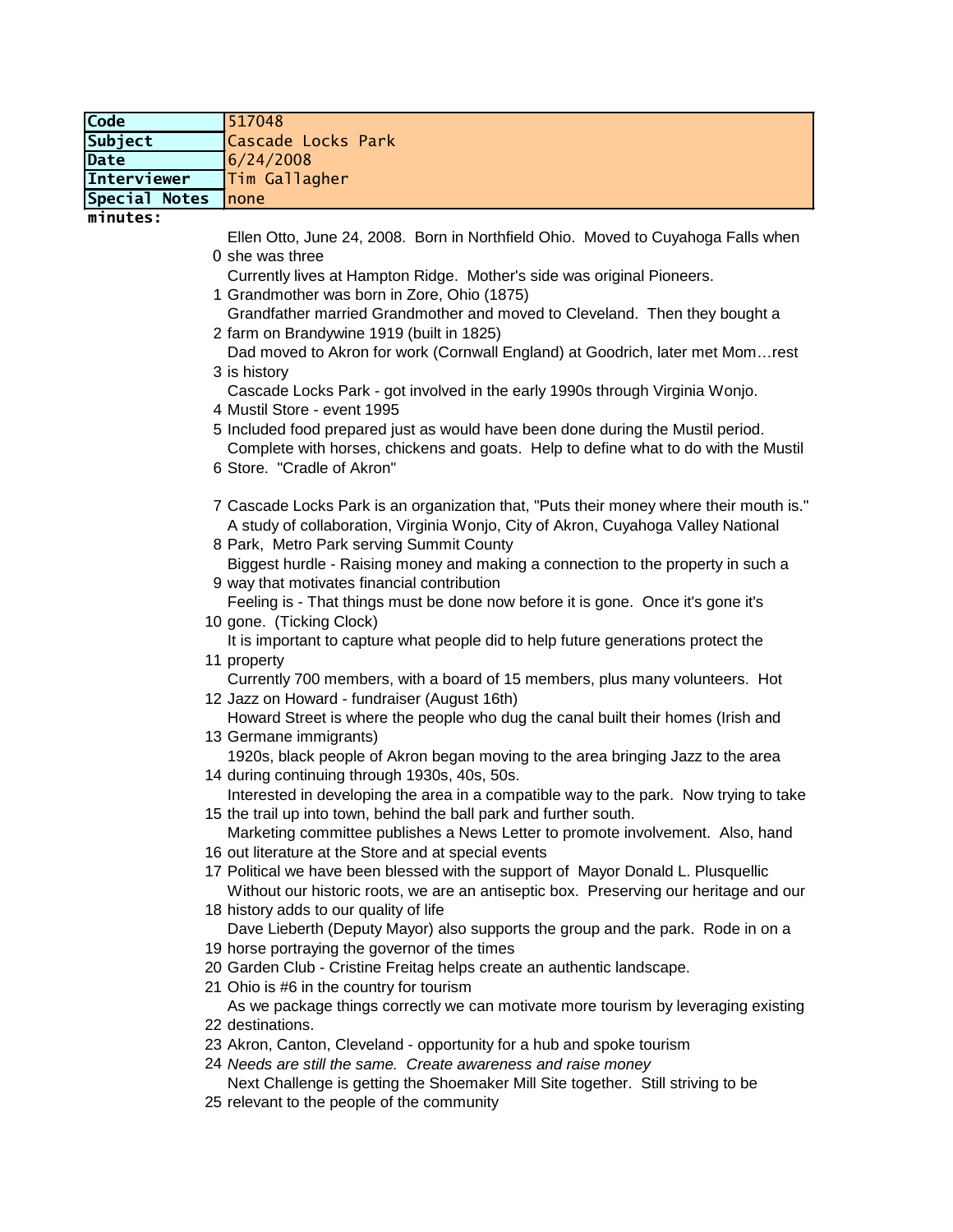| Code | 517048 |
|---|---|
| Subject | Cascade Locks Park |
| Date | 6/24/2008 |
| Interviewer | Tim Gallagher |
| Special Notes | none |

**minutes:**

| | |
|---|---|
| 0 | Ellen Otto, June 24, 2008. Born in Northfield Ohio. Moved to Cuyahoga Falls when she was three |
| 1 | Currently lives at Hampton Ridge. Mother's side was original Pioneers. Grandmother was born in Zore, Ohio (1875) |
| 2 | Grandfather married Grandmother and moved to Cleveland. Then they bought a farm on Brandywine 1919 (built in 1825) |
| 3 | Dad moved to Akron for work (Cornwall England) at Goodrich, later met Mom…rest is history |
| 4 | Cascade Locks Park - got involved in the early 1990s through Virginia Wonjo. Mustil Store - event 1995 |
| 5 | Included food prepared just as would have been done during the Mustil period. |
| 6 | Complete with horses, chickens and goats. Help to define what to do with the Mustil Store. "Cradle of Akron" |
| 7 | Cascade Locks Park is an organization that, "Puts their money where their mouth is." |
| 8 | A study of collaboration, Virginia Wonjo, City of Akron, Cuyahoga Valley National Park, Metro Park serving Summit County |
| 9 | Biggest hurdle - Raising money and making a connection to the property in such a way that motivates financial contribution |
| 10 | Feeling is - That things must be done now before it is gone. Once it's gone it's gone. (Ticking Clock) |
| 11 | It is important to capture what people did to help future generations protect the property |
| 12 | Currently 700 members, with a board of 15 members, plus many volunteers. Hot Jazz on Howard - fundraiser (August 16th) |
| 13 | Howard Street is where the people who dug the canal built their homes (Irish and Germane immigrants) |
| 14 | 1920s, black people of Akron began moving to the area bringing Jazz to the area during continuing through 1930s, 40s, 50s. |
| 15 | Interested in developing the area in a compatible way to the park. Now trying to take the trail up into town, behind the ball park and further south. |
| 16 | Marketing committee publishes a News Letter to promote involvement. Also, hand out literature at the Store and at special events |
| 17 | Political we have been blessed with the support of Mayor Donald L. Plusquellic |
| 18 | Without our historic roots, we are an antiseptic box. Preserving our heritage and our history adds to our quality of life |
| 19 | Dave Lieberth (Deputy Mayor) also supports the group and the park. Rode in on a horse portraying the governor of the times |
| 20 | Garden Club - Cristine Freitag helps create an authentic landscape. |
| 21 | Ohio is #6 in the country for tourism |
| 22 | As we package things correctly we can motivate more tourism by leveraging existing destinations. |
| 23 | Akron, Canton, Cleveland - opportunity for a hub and spoke tourism |
| 24 | *Needs are still the same. Create awareness and raise money* |
| 25 | Next Challenge is getting the Shoemaker Mill Site together. Still striving to be relevant to the people of the community |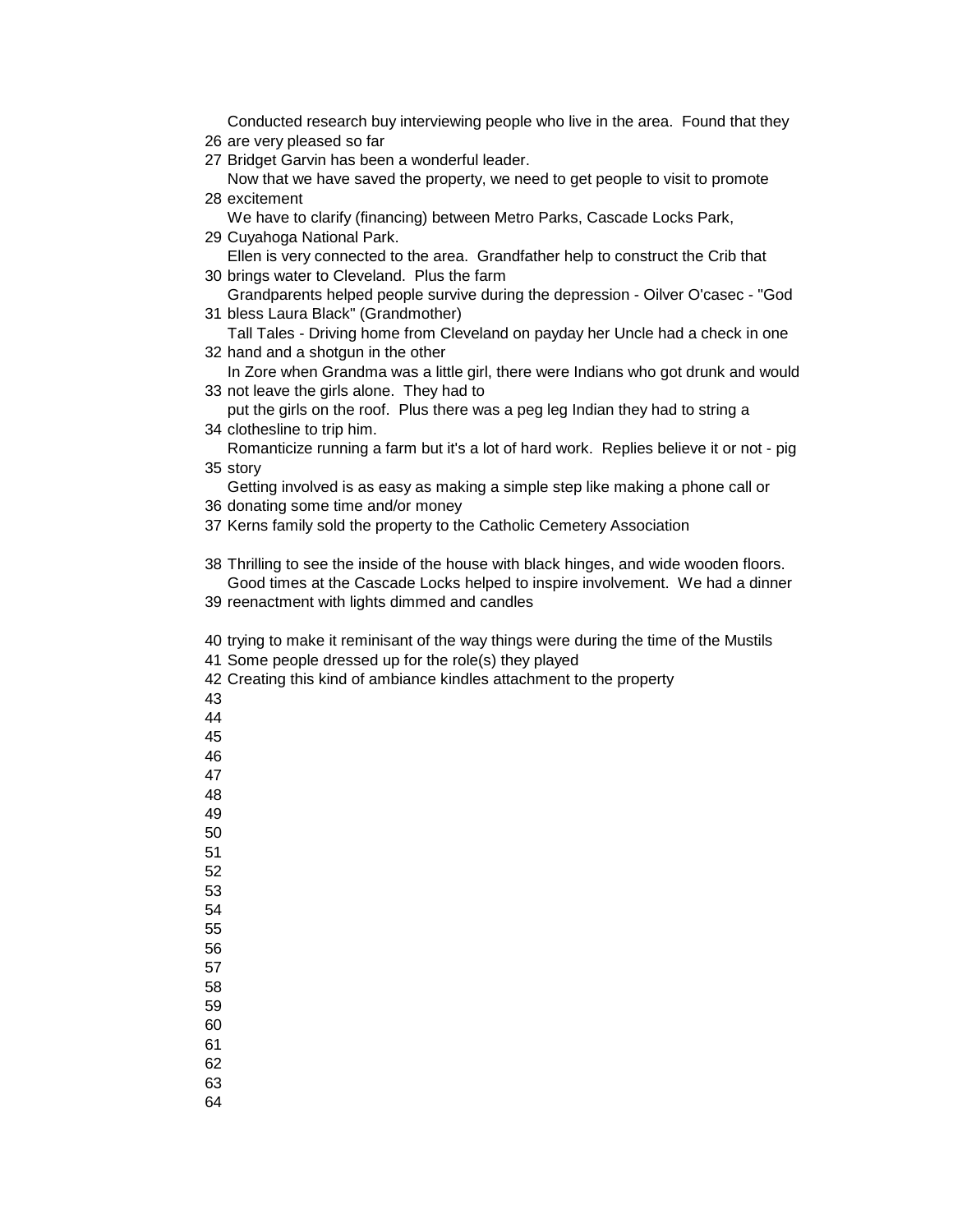26 Conducted research buy interviewing people who live in the area. Found that they are very pleased so far

27 Bridget Garvin has been a wonderful leader.

28 Now that we have saved the property, we need to get people to visit to promote excitement

29 We have to clarify (financing) between Metro Parks, Cascade Locks Park, Cuyahoga National Park.

30 Ellen is very connected to the area. Grandfather help to construct the Crib that brings water to Cleveland. Plus the farm

31 Grandparents helped people survive during the depression - Oilver O'casec - "God bless Laura Black" (Grandmother)

32 Tall Tales - Driving home from Cleveland on payday her Uncle had a check in one hand and a shotgun in the other

33 In Zore when Grandma was a little girl, there were Indians who got drunk and would not leave the girls alone. They had to

34 put the girls on the roof. Plus there was a peg leg Indian they had to string a clothesline to trip him.

35 Romanticize running a farm but it's a lot of hard work. Replies believe it or not - pig story

36 Getting involved is as easy as making a simple step like making a phone call or donating some time and/or money

37 Kerns family sold the property to the Catholic Cemetery Association

38 Thrilling to see the inside of the house with black hinges, and wide wooden floors.

39 Good times at the Cascade Locks helped to inspire involvement. We had a dinner reenactment with lights dimmed and candles

40 trying to make it reminisant of the way things were during the time of the Mustils

41 Some people dressed up for the role(s) they played

42 Creating this kind of ambiance kindles attachment to the property

43

44

45

46

47

48

49

50

51

52

53

54

55

56

57

58

59

60

61

62

63

64